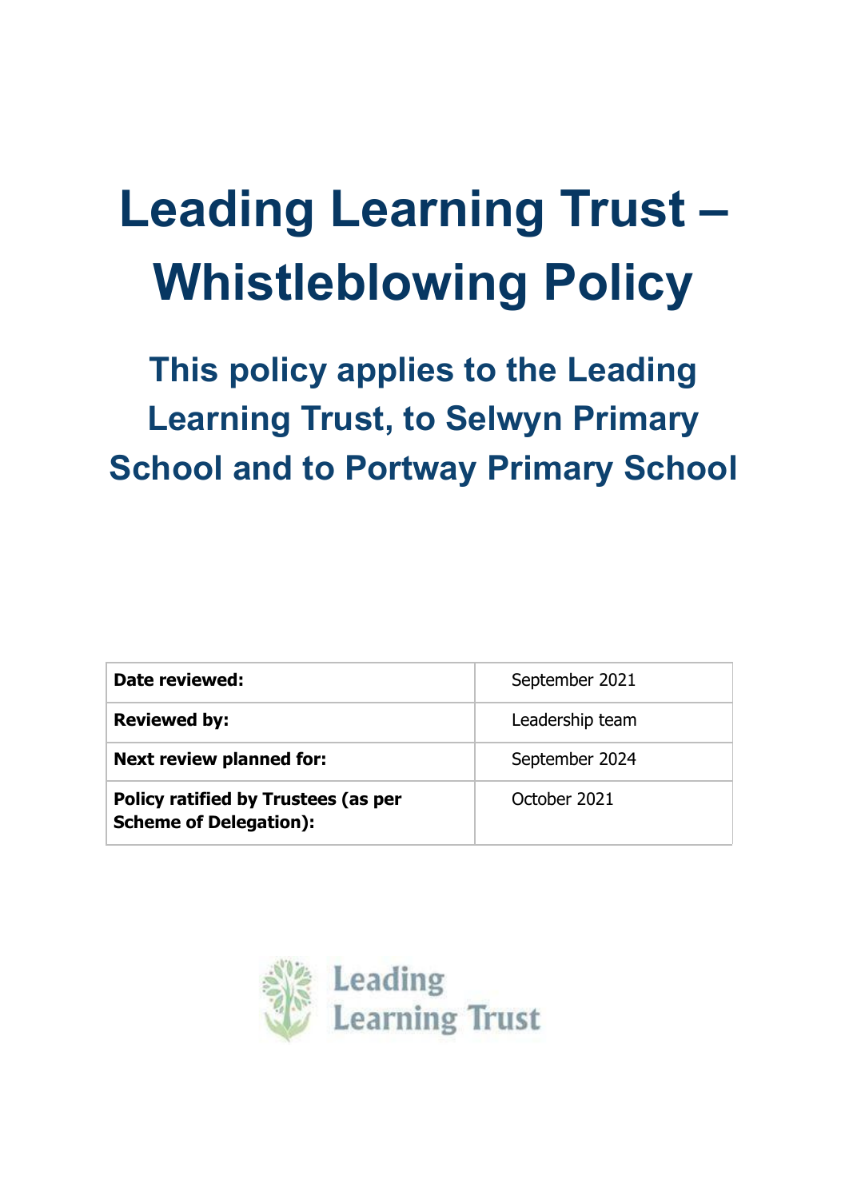# Leading Learning Trust – Whistleblowing Policy

## This policy applies to the Leading Learning Trust, to Selwyn Primary School and to Portway Primary School

| | |
|---|---|
| **Date reviewed:** | September 2021 |
| **Reviewed by:** | Leadership team |
| **Next review planned for:** | September 2024 |
| **Policy ratified by Trustees (as per Scheme of Delegation):** | October 2021 |

Leading Learning Trust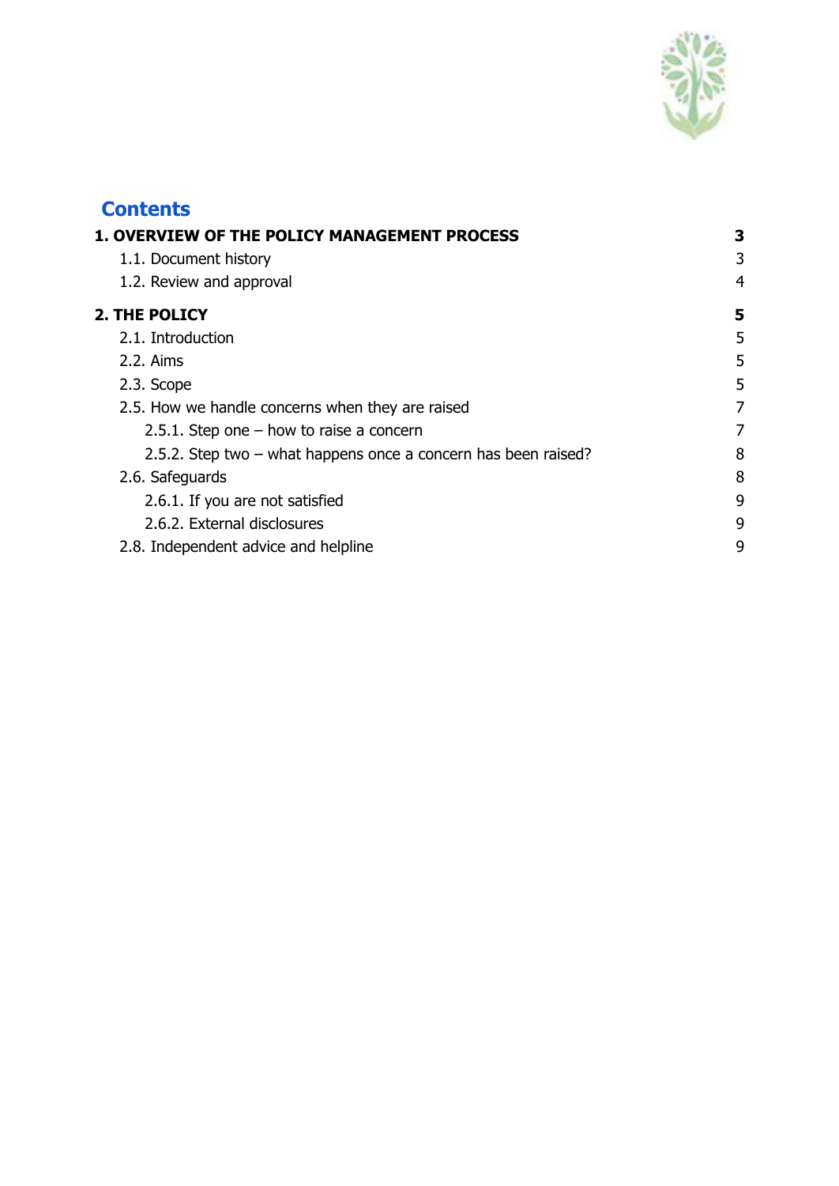## Contents

| | |
|---|---|
| **1. OVERVIEW OF THE POLICY MANAGEMENT PROCESS** | **3** |
| 1.1. Document history | 3 |
| 1.2. Review and approval | 4 |
| **2. THE POLICY** | **5** |
| 2.1. Introduction | 5 |
| 2.2. Aims | 5 |
| 2.3. Scope | 5 |
| 2.5. How we handle concerns when they are raised | 7 |
| 2.5.1. Step one – how to raise a concern | 7 |
| 2.5.2. Step two – what happens once a concern has been raised? | 8 |
| 2.6. Safeguards | 8 |
| 2.6.1. If you are not satisfied | 9 |
| 2.6.2. External disclosures | 9 |
| 2.8. Independent advice and helpline | 9 |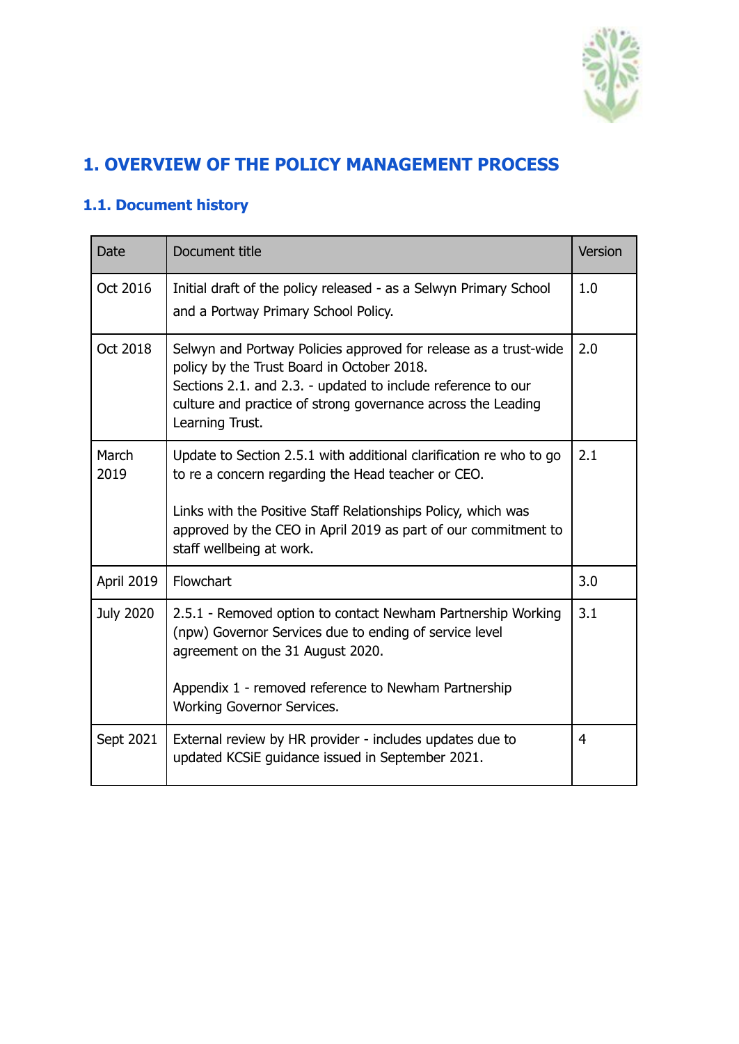# 1. OVERVIEW OF THE POLICY MANAGEMENT PROCESS

## 1.1. Document history

| Date | Document title | Version |
|---|---|---|
| Oct 2016 | Initial draft of the policy released - as a Selwyn Primary School and a Portway Primary School Policy. | 1.0 |
| Oct 2018 | Selwyn and Portway Policies approved for release as a trust-wide policy by the Trust Board in October 2018. Sections 2.1. and 2.3. - updated to include reference to our culture and practice of strong governance across the Leading Learning Trust. | 2.0 |
| March 2019 | Update to Section 2.5.1 with additional clarification re who to go to re a concern regarding the Head teacher or CEO.<br><br>Links with the Positive Staff Relationships Policy, which was approved by the CEO in April 2019 as part of our commitment to staff wellbeing at work. | 2.1 |
| April 2019 | Flowchart | 3.0 |
| July 2020 | 2.5.1 - Removed option to contact Newham Partnership Working (npw) Governor Services due to ending of service level agreement on the 31 August 2020.<br><br>Appendix 1 - removed reference to Newham Partnership Working Governor Services. | 3.1 |
| Sept 2021 | External review by HR provider - includes updates due to updated KCSiE guidance issued in September 2021. | 4 |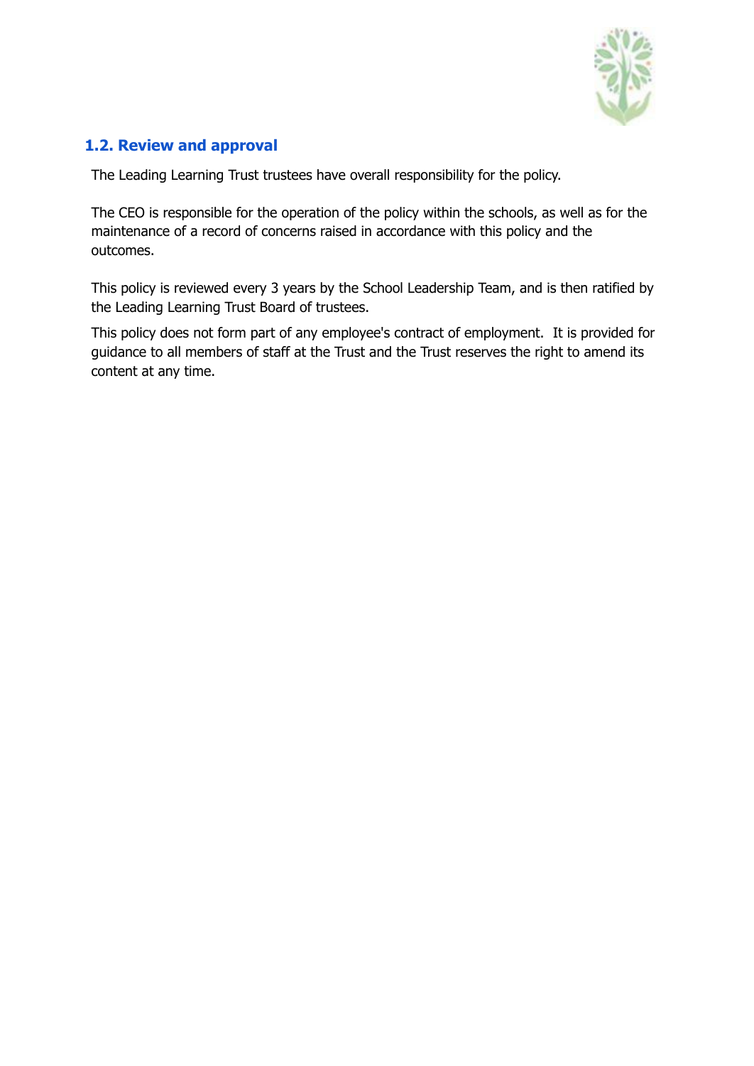### 1.2. Review and approval

The Leading Learning Trust trustees have overall responsibility for the policy.

The CEO is responsible for the operation of the policy within the schools, as well as for the maintenance of a record of concerns raised in accordance with this policy and the outcomes.

This policy is reviewed every 3 years by the School Leadership Team, and is then ratified by the Leading Learning Trust Board of trustees.

This policy does not form part of any employee's contract of employment. It is provided for guidance to all members of staff at the Trust and the Trust reserves the right to amend its content at any time.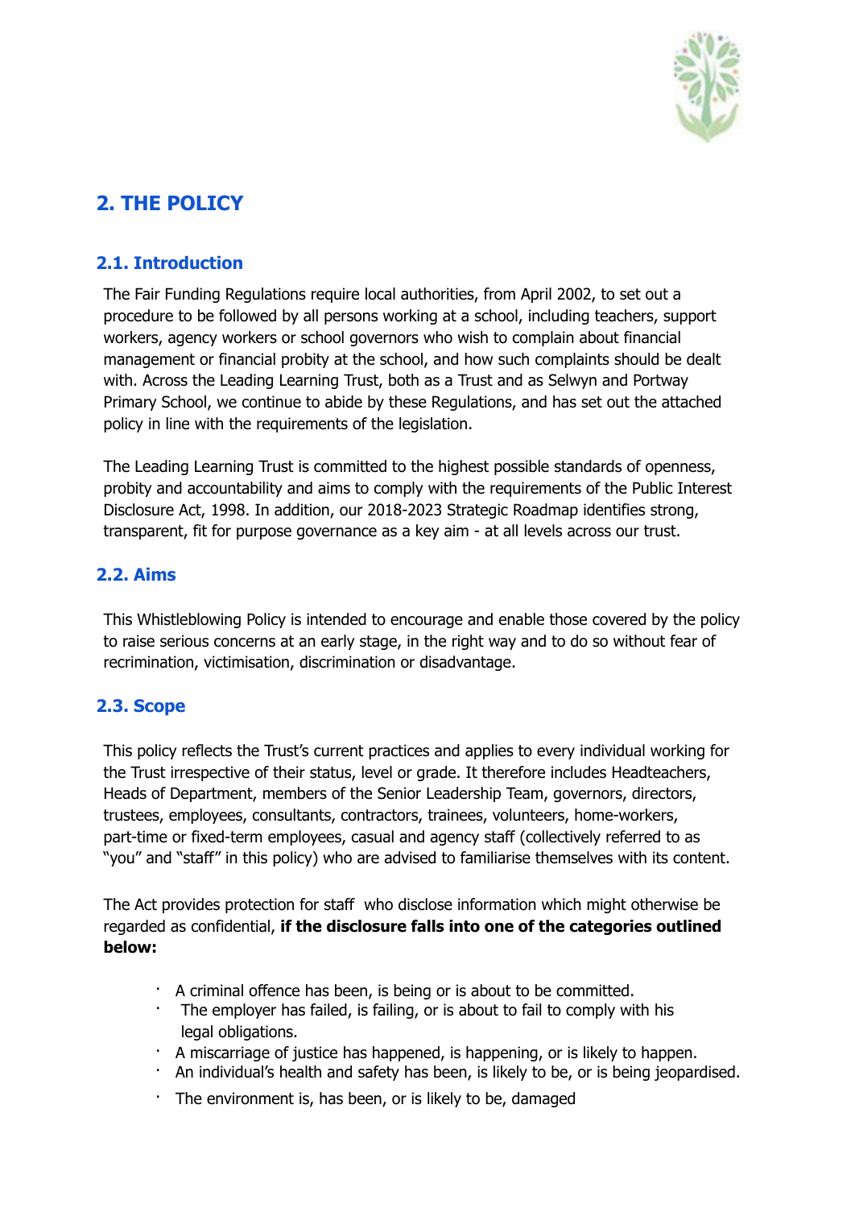## 2. THE POLICY

### 2.1. Introduction

The Fair Funding Regulations require local authorities, from April 2002, to set out a procedure to be followed by all persons working at a school, including teachers, support workers, agency workers or school governors who wish to complain about financial management or financial probity at the school, and how such complaints should be dealt with. Across the Leading Learning Trust, both as a Trust and as Selwyn and Portway Primary School, we continue to abide by these Regulations, and has set out the attached policy in line with the requirements of the legislation.

The Leading Learning Trust is committed to the highest possible standards of openness, probity and accountability and aims to comply with the requirements of the Public Interest Disclosure Act, 1998. In addition, our 2018-2023 Strategic Roadmap identifies strong, transparent, fit for purpose governance as a key aim - at all levels across our trust.

### 2.2. Aims

This Whistleblowing Policy is intended to encourage and enable those covered by the policy to raise serious concerns at an early stage, in the right way and to do so without fear of recrimination, victimisation, discrimination or disadvantage.

### 2.3. Scope

This policy reflects the Trust's current practices and applies to every individual working for the Trust irrespective of their status, level or grade. It therefore includes Headteachers, Heads of Department, members of the Senior Leadership Team, governors, directors, trustees, employees, consultants, contractors, trainees, volunteers, home-workers, part-time or fixed-term employees, casual and agency staff (collectively referred to as "you" and "staff" in this policy) who are advised to familiarise themselves with its content.

The Act provides protection for staff who disclose information which might otherwise be regarded as confidential, **if the disclosure falls into one of the categories outlined below:**

- A criminal offence has been, is being or is about to be committed.
- The employer has failed, is failing, or is about to fail to comply with his legal obligations.
- A miscarriage of justice has happened, is happening, or is likely to happen.
- An individual's health and safety has been, is likely to be, or is being jeopardised.
- The environment is, has been, or is likely to be, damaged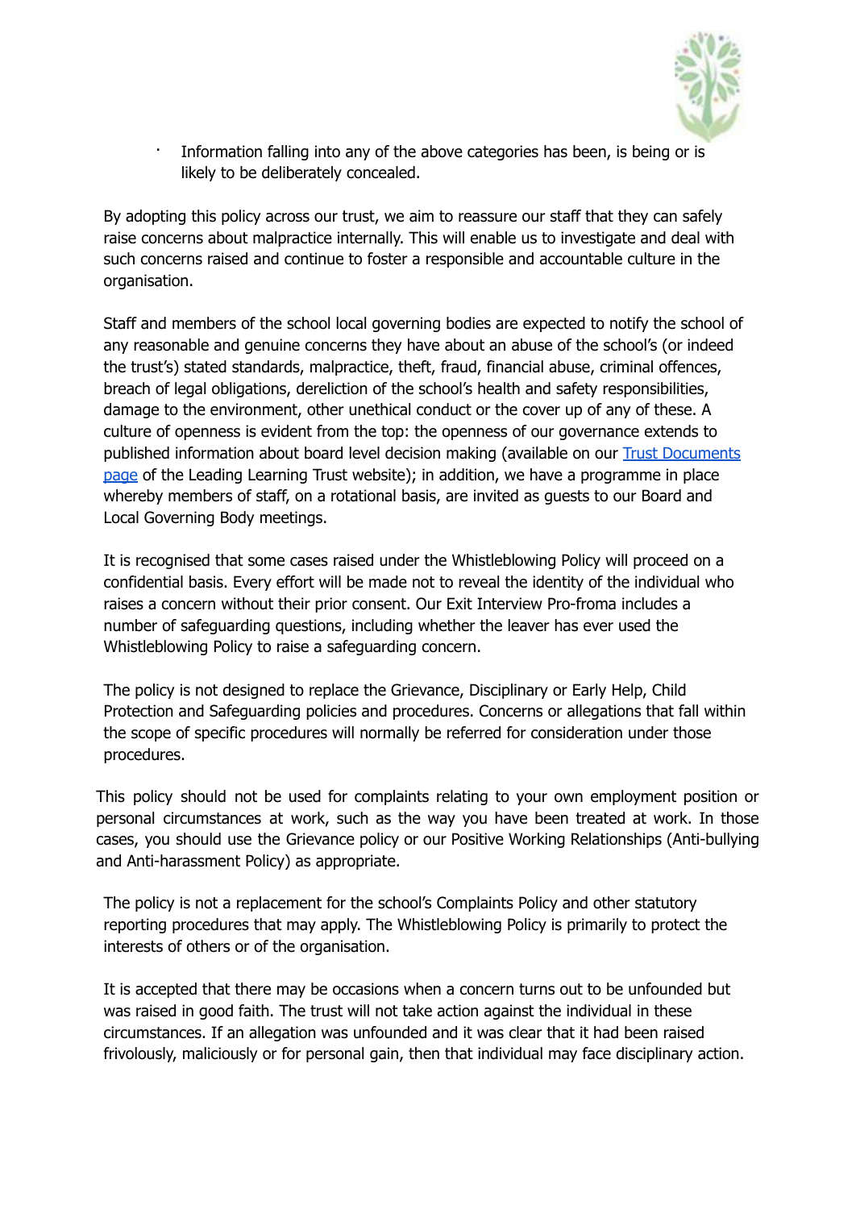- Information falling into any of the above categories has been, is being or is likely to be deliberately concealed.

By adopting this policy across our trust, we aim to reassure our staff that they can safely raise concerns about malpractice internally. This will enable us to investigate and deal with such concerns raised and continue to foster a responsible and accountable culture in the organisation.

Staff and members of the school local governing bodies are expected to notify the school of any reasonable and genuine concerns they have about an abuse of the school's (or indeed the trust's) stated standards, malpractice, theft, fraud, financial abuse, criminal offences, breach of legal obligations, dereliction of the school's health and safety responsibilities, damage to the environment, other unethical conduct or the cover up of any of these. A culture of openness is evident from the top: the openness of our governance extends to published information about board level decision making (available on our Trust Documents page of the Leading Learning Trust website); in addition, we have a programme in place whereby members of staff, on a rotational basis, are invited as guests to our Board and Local Governing Body meetings.

It is recognised that some cases raised under the Whistleblowing Policy will proceed on a confidential basis. Every effort will be made not to reveal the identity of the individual who raises a concern without their prior consent. Our Exit Interview Pro-froma includes a number of safeguarding questions, including whether the leaver has ever used the Whistleblowing Policy to raise a safeguarding concern.

The policy is not designed to replace the Grievance, Disciplinary or Early Help, Child Protection and Safeguarding policies and procedures. Concerns or allegations that fall within the scope of specific procedures will normally be referred for consideration under those procedures.

This policy should not be used for complaints relating to your own employment position or personal circumstances at work, such as the way you have been treated at work. In those cases, you should use the Grievance policy or our Positive Working Relationships (Anti-bullying and Anti-harassment Policy) as appropriate.

The policy is not a replacement for the school's Complaints Policy and other statutory reporting procedures that may apply. The Whistleblowing Policy is primarily to protect the interests of others or of the organisation.

It is accepted that there may be occasions when a concern turns out to be unfounded but was raised in good faith. The trust will not take action against the individual in these circumstances. If an allegation was unfounded and it was clear that it had been raised frivolously, maliciously or for personal gain, then that individual may face disciplinary action.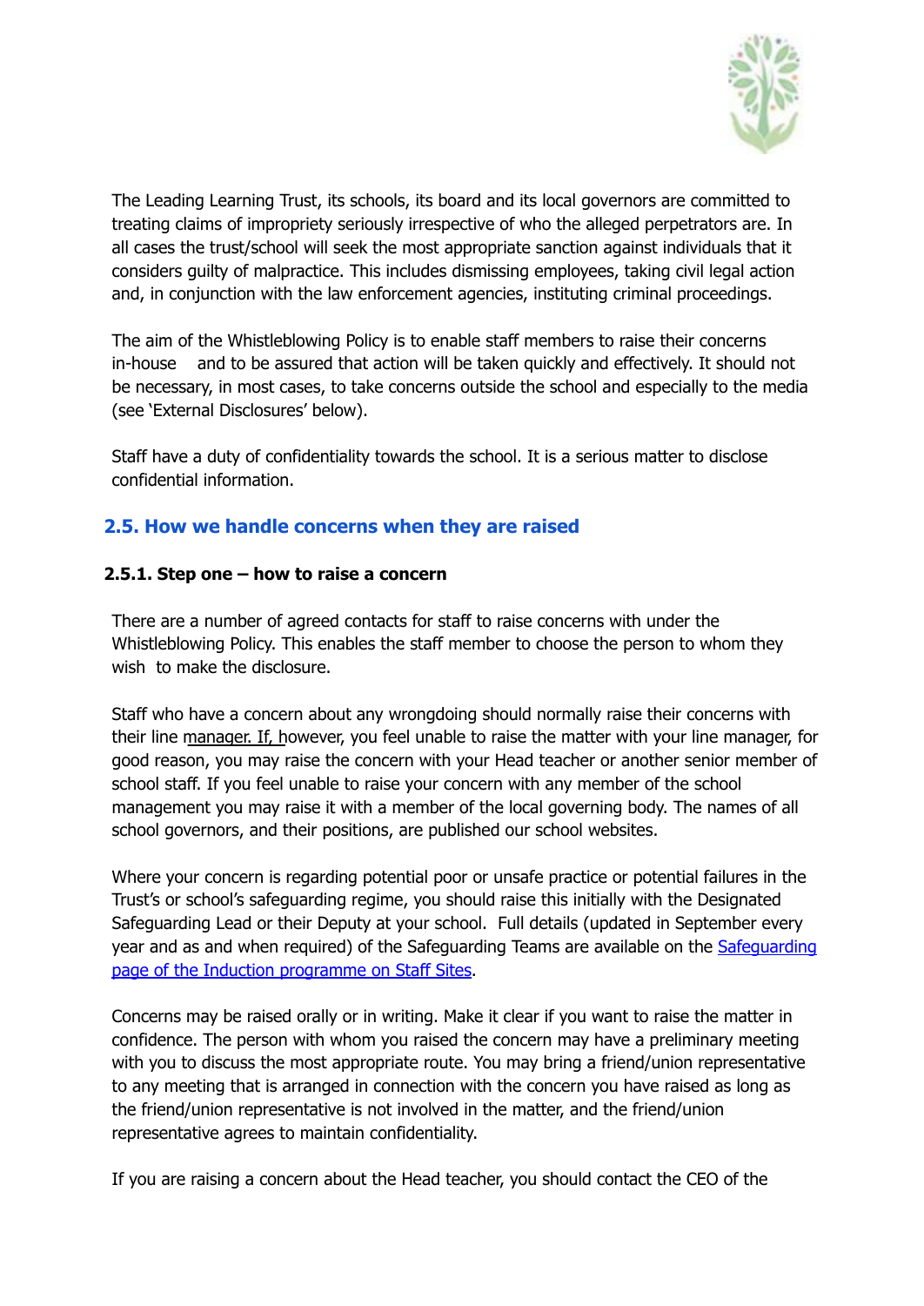The Leading Learning Trust, its schools, its board and its local governors are committed to treating claims of impropriety seriously irrespective of who the alleged perpetrators are. In all cases the trust/school will seek the most appropriate sanction against individuals that it considers guilty of malpractice. This includes dismissing employees, taking civil legal action and, in conjunction with the law enforcement agencies, instituting criminal proceedings.

The aim of the Whistleblowing Policy is to enable staff members to raise their concerns in-house and to be assured that action will be taken quickly and effectively. It should not be necessary, in most cases, to take concerns outside the school and especially to the media (see 'External Disclosures' below).

Staff have a duty of confidentiality towards the school. It is a serious matter to disclose confidential information.

## 2.5. How we handle concerns when they are raised

### 2.5.1. Step one – how to raise a concern

There are a number of agreed contacts for staff to raise concerns with under the Whistleblowing Policy. This enables the staff member to choose the person to whom they wish to make the disclosure.

Staff who have a concern about any wrongdoing should normally raise their concerns with their line manager. If, however, you feel unable to raise the matter with your line manager, for good reason, you may raise the concern with your Head teacher or another senior member of school staff. If you feel unable to raise your concern with any member of the school management you may raise it with a member of the local governing body. The names of all school governors, and their positions, are published our school websites.

Where your concern is regarding potential poor or unsafe practice or potential failures in the Trust's or school's safeguarding regime, you should raise this initially with the Designated Safeguarding Lead or their Deputy at your school. Full details (updated in September every year and as and when required) of the Safeguarding Teams are available on the Safeguarding page of the Induction programme on Staff Sites.

Concerns may be raised orally or in writing. Make it clear if you want to raise the matter in confidence. The person with whom you raised the concern may have a preliminary meeting with you to discuss the most appropriate route. You may bring a friend/union representative to any meeting that is arranged in connection with the concern you have raised as long as the friend/union representative is not involved in the matter, and the friend/union representative agrees to maintain confidentiality.

If you are raising a concern about the Head teacher, you should contact the CEO of the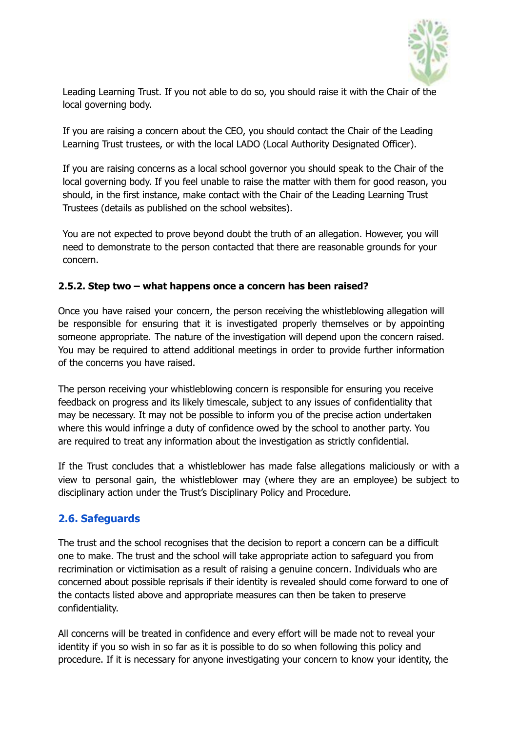Leading Learning Trust. If you not able to do so, you should raise it with the Chair of the local governing body.

If you are raising a concern about the CEO, you should contact the Chair of the Leading Learning Trust trustees, or with the local LADO (Local Authority Designated Officer).

If you are raising concerns as a local school governor you should speak to the Chair of the local governing body. If you feel unable to raise the matter with them for good reason, you should, in the first instance, make contact with the Chair of the Leading Learning Trust Trustees (details as published on the school websites).

You are not expected to prove beyond doubt the truth of an allegation. However, you will need to demonstrate to the person contacted that there are reasonable grounds for your concern.

#### 2.5.2. Step two – what happens once a concern has been raised?

Once you have raised your concern, the person receiving the whistleblowing allegation will be responsible for ensuring that it is investigated properly themselves or by appointing someone appropriate. The nature of the investigation will depend upon the concern raised. You may be required to attend additional meetings in order to provide further information of the concerns you have raised.

The person receiving your whistleblowing concern is responsible for ensuring you receive feedback on progress and its likely timescale, subject to any issues of confidentiality that may be necessary. It may not be possible to inform you of the precise action undertaken where this would infringe a duty of confidence owed by the school to another party. You are required to treat any information about the investigation as strictly confidential.

If the Trust concludes that a whistleblower has made false allegations maliciously or with a view to personal gain, the whistleblower may (where they are an employee) be subject to disciplinary action under the Trust's Disciplinary Policy and Procedure.

### 2.6. Safeguards

The trust and the school recognises that the decision to report a concern can be a difficult one to make. The trust and the school will take appropriate action to safeguard you from recrimination or victimisation as a result of raising a genuine concern. Individuals who are concerned about possible reprisals if their identity is revealed should come forward to one of the contacts listed above and appropriate measures can then be taken to preserve confidentiality.

All concerns will be treated in confidence and every effort will be made not to reveal your identity if you so wish in so far as it is possible to do so when following this policy and procedure. If it is necessary for anyone investigating your concern to know your identity, the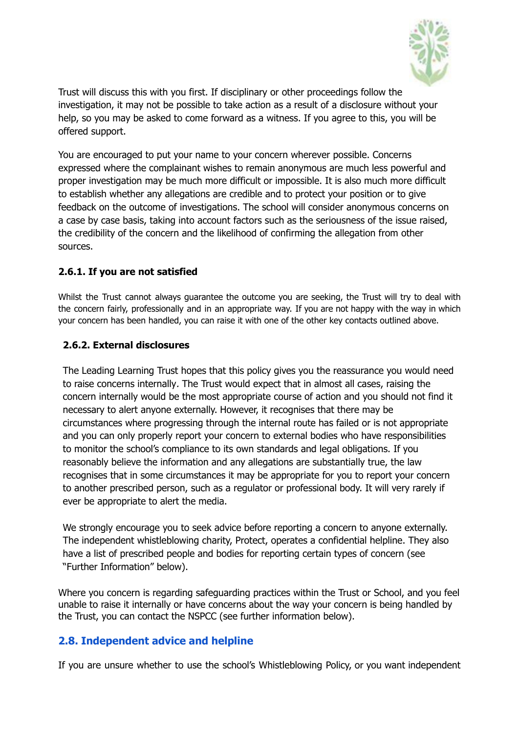Trust will discuss this with you first. If disciplinary or other proceedings follow the investigation, it may not be possible to take action as a result of a disclosure without your help, so you may be asked to come forward as a witness. If you agree to this, you will be offered support.

You are encouraged to put your name to your concern wherever possible. Concerns expressed where the complainant wishes to remain anonymous are much less powerful and proper investigation may be much more difficult or impossible. It is also much more difficult to establish whether any allegations are credible and to protect your position or to give feedback on the outcome of investigations. The school will consider anonymous concerns on a case by case basis, taking into account factors such as the seriousness of the issue raised, the credibility of the concern and the likelihood of confirming the allegation from other sources.

#### 2.6.1. If you are not satisfied

Whilst the Trust cannot always guarantee the outcome you are seeking, the Trust will try to deal with the concern fairly, professionally and in an appropriate way. If you are not happy with the way in which your concern has been handled, you can raise it with one of the other key contacts outlined above.

#### 2.6.2. External disclosures

The Leading Learning Trust hopes that this policy gives you the reassurance you would need to raise concerns internally. The Trust would expect that in almost all cases, raising the concern internally would be the most appropriate course of action and you should not find it necessary to alert anyone externally. However, it recognises that there may be circumstances where progressing through the internal route has failed or is not appropriate and you can only properly report your concern to external bodies who have responsibilities to monitor the school's compliance to its own standards and legal obligations. If you reasonably believe the information and any allegations are substantially true, the law recognises that in some circumstances it may be appropriate for you to report your concern to another prescribed person, such as a regulator or professional body. It will very rarely if ever be appropriate to alert the media.

We strongly encourage you to seek advice before reporting a concern to anyone externally. The independent whistleblowing charity, Protect, operates a confidential helpline. They also have a list of prescribed people and bodies for reporting certain types of concern (see "Further Information" below).

Where you concern is regarding safeguarding practices within the Trust or School, and you feel unable to raise it internally or have concerns about the way your concern is being handled by the Trust, you can contact the NSPCC (see further information below).

### 2.8. Independent advice and helpline

If you are unsure whether to use the school's Whistleblowing Policy, or you want independent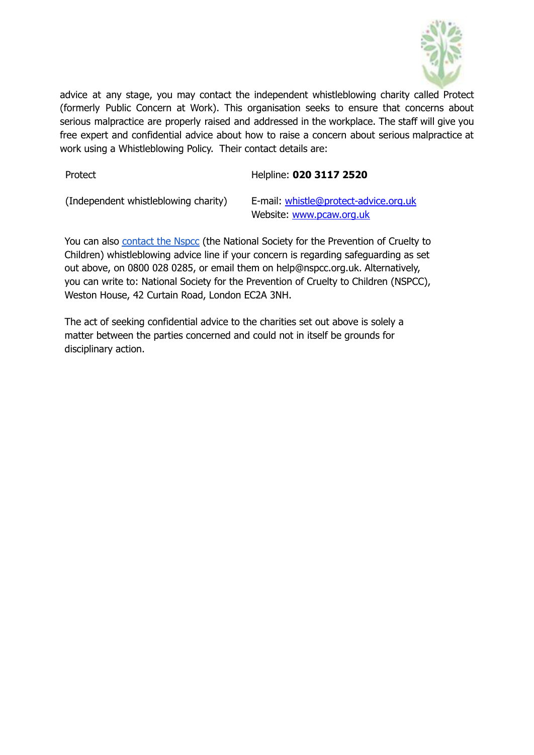advice at any stage, you may contact the independent whistleblowing charity called Protect (formerly Public Concern at Work). This organisation seeks to ensure that concerns about serious malpractice are properly raised and addressed in the workplace. The staff will give you free expert and confidential advice about how to raise a concern about serious malpractice at work using a Whistleblowing Policy. Their contact details are:

| | |
|---|---|
| Protect | Helpline: **020 3117 2520** |
| (Independent whistleblowing charity) | E-mail: [whistle@protect-advice.org.uk](mailto:whistle@protect-advice.org.uk)<br>Website: [www.pcaw.org.uk](http://www.pcaw.org.uk) |

You can also [contact the Nspcc](#) (the National Society for the Prevention of Cruelty to Children) whistleblowing advice line if your concern is regarding safeguarding as set out above, on 0800 028 0285, or email them on help@nspcc.org.uk. Alternatively, you can write to: National Society for the Prevention of Cruelty to Children (NSPCC), Weston House, 42 Curtain Road, London EC2A 3NH.

The act of seeking confidential advice to the charities set out above is solely a matter between the parties concerned and could not in itself be grounds for disciplinary action.